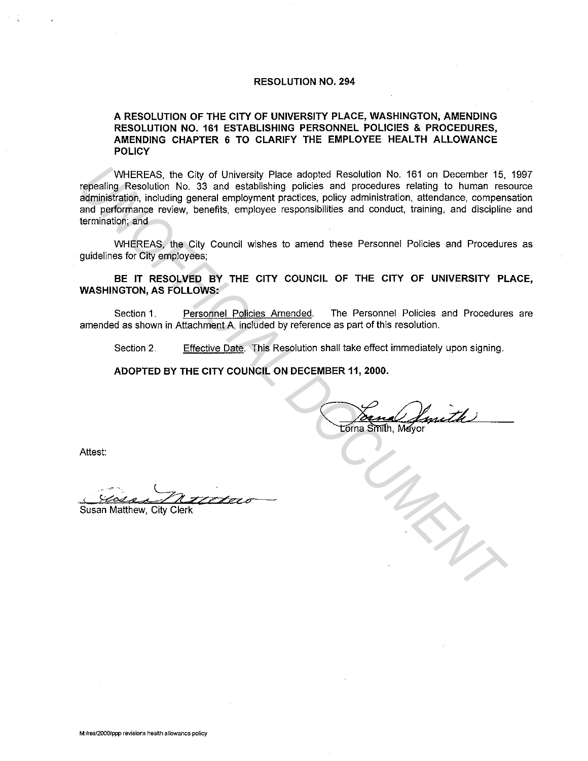# RESOLUTION NO. 294

## A RESOLUTION OF THE CITY OF UNIVERSITY PLACE, WASHINGTON, AMENDING RESOLUTION NO. 161 ESTABLISHING PERSONNEL POLICIES & PROCEDURES, AMENDING CHAPTER 6 TO CLARIFY THE EMPLOYEE HEALTH ALLOWANCE POLICY

WHEREAS, the City of University Place adopted Resolution No. 161 on December 15, 1997 repealing Resolution No. 33 and establishing policies and procedures relating to human resource administration, including general employment practices, policy administration, attendance, compensation and performance review, benefits, employee responsibilities and conduct, training, and discipline and termination; and

WHEREAS, the City Council wishes to amend these Personnel Policies and Procedures as guidelines for City employees;

**BE IT RESOLVED BY THE CITY COUNCIL OF THE CITY OF UNIVERSITY PLACE, WASHINGTON, AS FOLLOWS:**

Section 1. Personnel Policies Amended. The Personnel Policies and Procedures are amended as shown in Attachment A, included by reference as part of this resolution.

Section 2. Effective Date. This Resolution shall take effect immediately upon signing.

**ADOPTED BY THE CITY COUNCIL ON DECEMBER 11, 2000.**

Lorna Smith, Mayor

Attest:

Susan Matthew, City Clerk

M:/res/2000/ppp revisions health allowance policy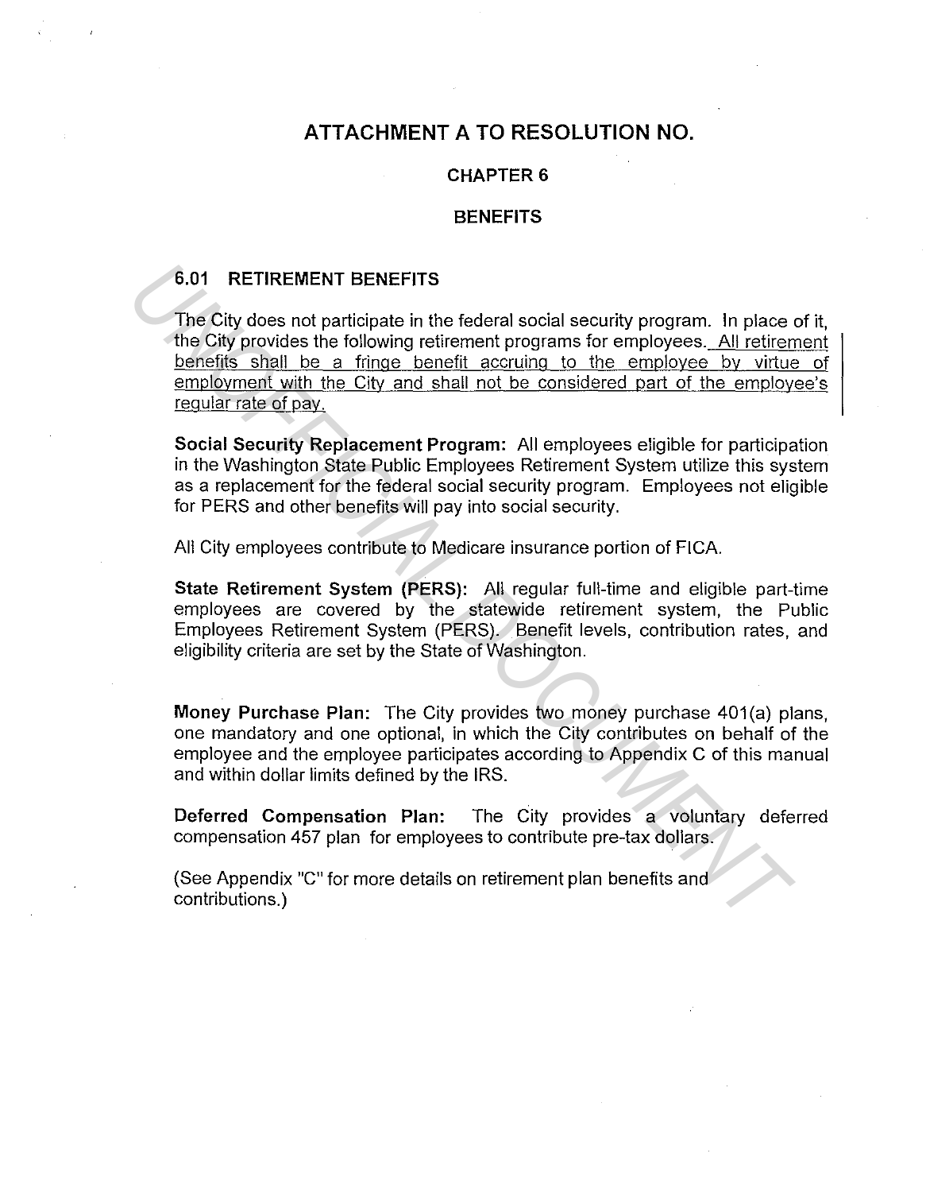# ATTACHMENT A TO RESOLUTION NO.

## CHAPTER 6

## BENEFITS

### 6.01 RETIREMENT BENEFITS

The City does not participate in the federal social security program. In place of it, the City provides the following retirement programs for employees. <u>All retirement benefits shall be a fringe benefit accruing to the employee by virtue of employment with the City and shall not be considered part of the employee's regular rate of pay.</u>

**Social Security Replacement Program:** All employees eligible for participation in the Washington State Public Employees Retirement System utilize this system as a replacement for the federal social security program. Employees not eligible for PERS and other benefits will pay into social security.

All City employees contribute to Medicare insurance portion of FICA.

**State Retirement System (PERS):** All regular full-time and eligible part-time employees are covered by the statewide retirement system, the Public Employees Retirement System (PERS). Benefit levels, contribution rates, and eligibility criteria are set by the State of Washington.

**Money Purchase Plan:** The City provides two money purchase 401(a) plans, one mandatory and one optional, in which the City contributes on behalf of the employee and the employee participates according to Appendix C of this manual and within dollar limits defined by the IRS.

**Deferred Compensation Plan:** The City provides a voluntary deferred compensation 457 plan for employees to contribute pre-tax dollars.

(See Appendix "C" for more details on retirement plan benefits and contributions.)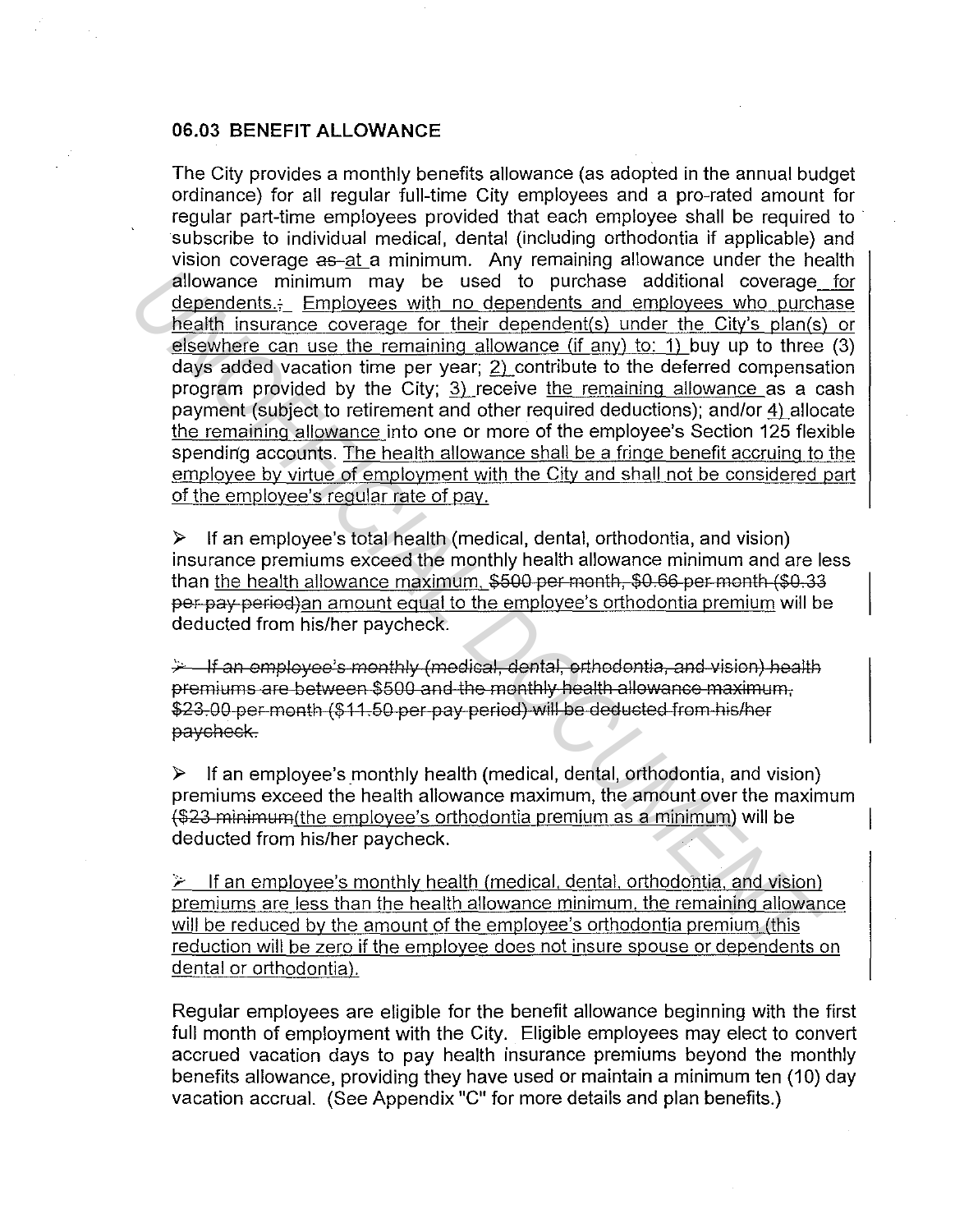## 06.03 BENEFIT ALLOWANCE

The City provides a monthly benefits allowance (as adopted in the annual budget ordinance) for all regular full-time City employees and a pro-rated amount for regular part-time employees provided that each employee shall be required to subscribe to individual medical, dental (including orthodontia if applicable) and vision coverage ~~as~~ at a minimum. Any remaining allowance under the health allowance minimum may be used to purchase additional coverage for dependents. ~~;~~ Employees with no dependents and employees who purchase health insurance coverage for their dependent(s) under the City's plan(s) or elsewhere can use the remaining allowance (if any) to: 1) buy up to three (3) days added vacation time per year; 2) contribute to the deferred compensation program provided by the City; 3) receive the remaining allowance as a cash payment (subject to retirement and other required deductions); and/or 4) allocate the remaining allowance into one or more of the employee's Section 125 flexible spending accounts. The health allowance shall be a fringe benefit accruing to the employee by virtue of employment with the City and shall not be considered part of the employee's regular rate of pay.

- If an employee's total health (medical, dental, orthodontia, and vision) insurance premiums exceed the monthly health allowance minimum and are less than the health allowance maximum, ~~$500 per month, $0.66 per month ($0.33 per pay period)~~ an amount equal to the employee's orthodontia premium will be deducted from his/her paycheck.

- ~~If an employee's monthly (medical, dental, orthodontia, and vision) health premiums are between $500 and the monthly health allowance maximum, $23.00 per month ($11.50 per pay period) will be deducted from his/her paycheck.~~

- If an employee's monthly health (medical, dental, orthodontia, and vision) premiums exceed the health allowance maximum, the amount over the maximum ~~($23 minimum~~ (the employee's orthodontia premium as a minimum) will be deducted from his/her paycheck.

- If an employee's monthly health (medical, dental, orthodontia, and vision) premiums are less than the health allowance minimum, the remaining allowance will be reduced by the amount of the employee's orthodontia premium (this reduction will be zero if the employee does not insure spouse or dependents on dental or orthodontia).

Regular employees are eligible for the benefit allowance beginning with the first full month of employment with the City. Eligible employees may elect to convert accrued vacation days to pay health insurance premiums beyond the monthly benefits allowance, providing they have used or maintain a minimum ten (10) day vacation accrual. (See Appendix "C" for more details and plan benefits.)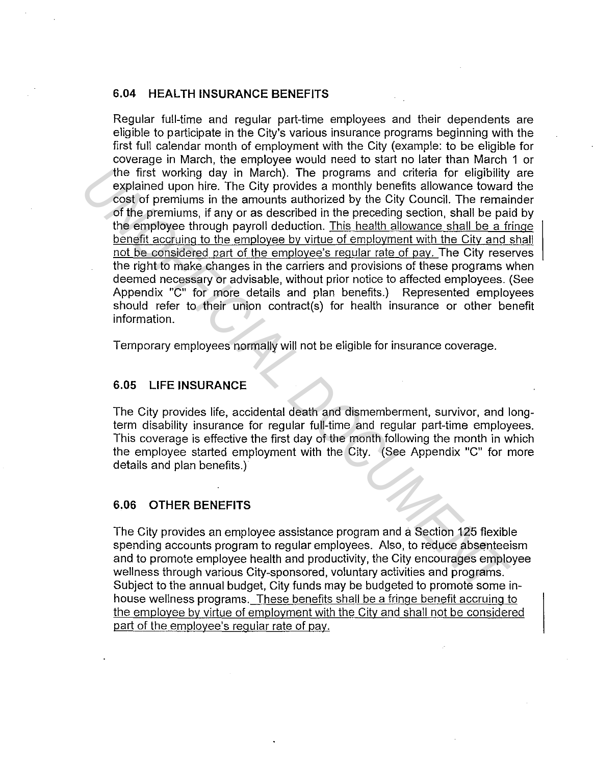## 6.04 HEALTH INSURANCE BENEFITS

Regular full-time and regular part-time employees and their dependents are eligible to participate in the City's various insurance programs beginning with the first full calendar month of employment with the City (example: to be eligible for coverage in March, the employee would need to start no later than March 1 or the first working day in March). The programs and criteria for eligibility are explained upon hire. The City provides a monthly benefits allowance toward the cost of premiums in the amounts authorized by the City Council. The remainder of the premiums, if any or as described in the preceding section, shall be paid by the employee through payroll deduction. <u>This health allowance shall be a fringe benefit accruing to the employee by virtue of employment with the City and shall not be considered part of the employee's regular rate of pay.</u> The City reserves the right to make changes in the carriers and provisions of these programs when deemed necessary or advisable, without prior notice to affected employees. (See Appendix "C" for more details and plan benefits.) Represented employees should refer to their union contract(s) for health insurance or other benefit information.

Temporary employees normally will not be eligible for insurance coverage.

## 6.05 LIFE INSURANCE

The City provides life, accidental death and dismemberment, survivor, and long-term disability insurance for regular full-time and regular part-time employees. This coverage is effective the first day of the month following the month in which the employee started employment with the City. (See Appendix "C" for more details and plan benefits.)

## 6.06 OTHER BENEFITS

The City provides an employee assistance program and a Section 125 flexible spending accounts program to regular employees. Also, to reduce absenteeism and to promote employee health and productivity, the City encourages employee wellness through various City-sponsored, voluntary activities and programs. Subject to the annual budget, City funds may be budgeted to promote some in-house wellness programs. <u>These benefits shall be a fringe benefit accruing to the employee by virtue of employment with the City and shall not be considered part of the employee's regular rate of pay.</u>